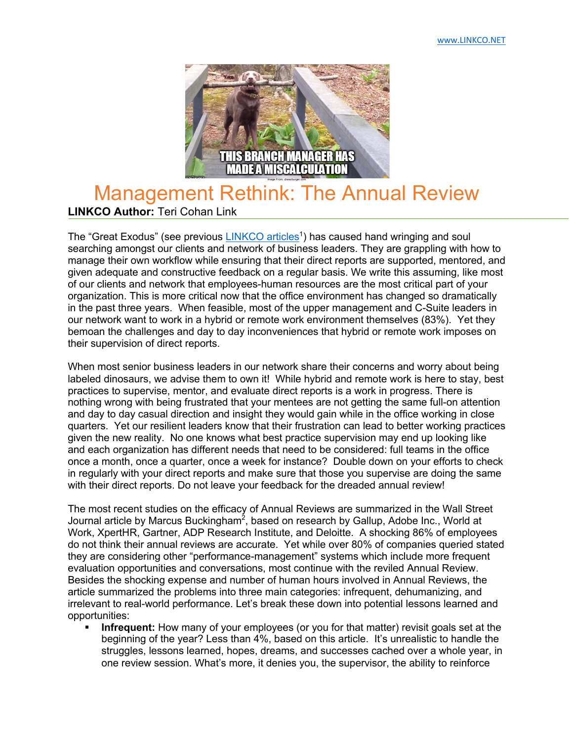# Management Rethink: The Annual Review

**LINKCO Author:** Teri Cohan Link

The "Great Exodus" (see previous LINKCO articles[1]) has caused hand wringing and soul searching amongst our clients and network of business leaders. They are grappling with how to manage their own workflow while ensuring that their direct reports are supported, mentored, and given adequate and constructive feedback on a regular basis. We write this assuming, like most of our clients and network that employees-human resources are the most critical part of your organization. This is more critical now that the office environment has changed so dramatically in the past three years. When feasible, most of the upper management and C-Suite leaders in our network want to work in a hybrid or remote work environment themselves (83%). Yet they bemoan the challenges and day to day inconveniences that hybrid or remote work imposes on their supervision of direct reports.

When most senior business leaders in our network share their concerns and worry about being labeled dinosaurs, we advise them to own it! While hybrid and remote work is here to stay, best practices to supervise, mentor, and evaluate direct reports is a work in progress. There is nothing wrong with being frustrated that your mentees are not getting the same full-on attention and day to day casual direction and insight they would gain while in the office working in close quarters. Yet our resilient leaders know that their frustration can lead to better working practices given the new reality. No one knows what best practice supervision may end up looking like and each organization has different needs that need to be considered: full teams in the office once a month, once a quarter, once a week for instance? Double down on your efforts to check in regularly with your direct reports and make sure that those you supervise are doing the same with their direct reports. Do not leave your feedback for the dreaded annual review!

The most recent studies on the efficacy of Annual Reviews are summarized in the Wall Street Journal article by Marcus Buckingham[2], based on research by Gallup, Adobe Inc., World at Work, XpertHR, Gartner, ADP Research Institute, and Deloitte. A shocking 86% of employees do not think their annual reviews are accurate. Yet while over 80% of companies queried stated they are considering other "performance-management" systems which include more frequent evaluation opportunities and conversations, most continue with the reviled Annual Review. Besides the shocking expense and number of human hours involved in Annual Reviews, the article summarized the problems into three main categories: infrequent, dehumanizing, and irrelevant to real-world performance. Let's break these down into potential lessons learned and opportunities:

- **Infrequent:** How many of your employees (or you for that matter) revisit goals set at the beginning of the year? Less than 4%, based on this article. It's unrealistic to handle the struggles, lessons learned, hopes, dreams, and successes cached over a whole year, in one review session. What's more, it denies you, the supervisor, the ability to reinforce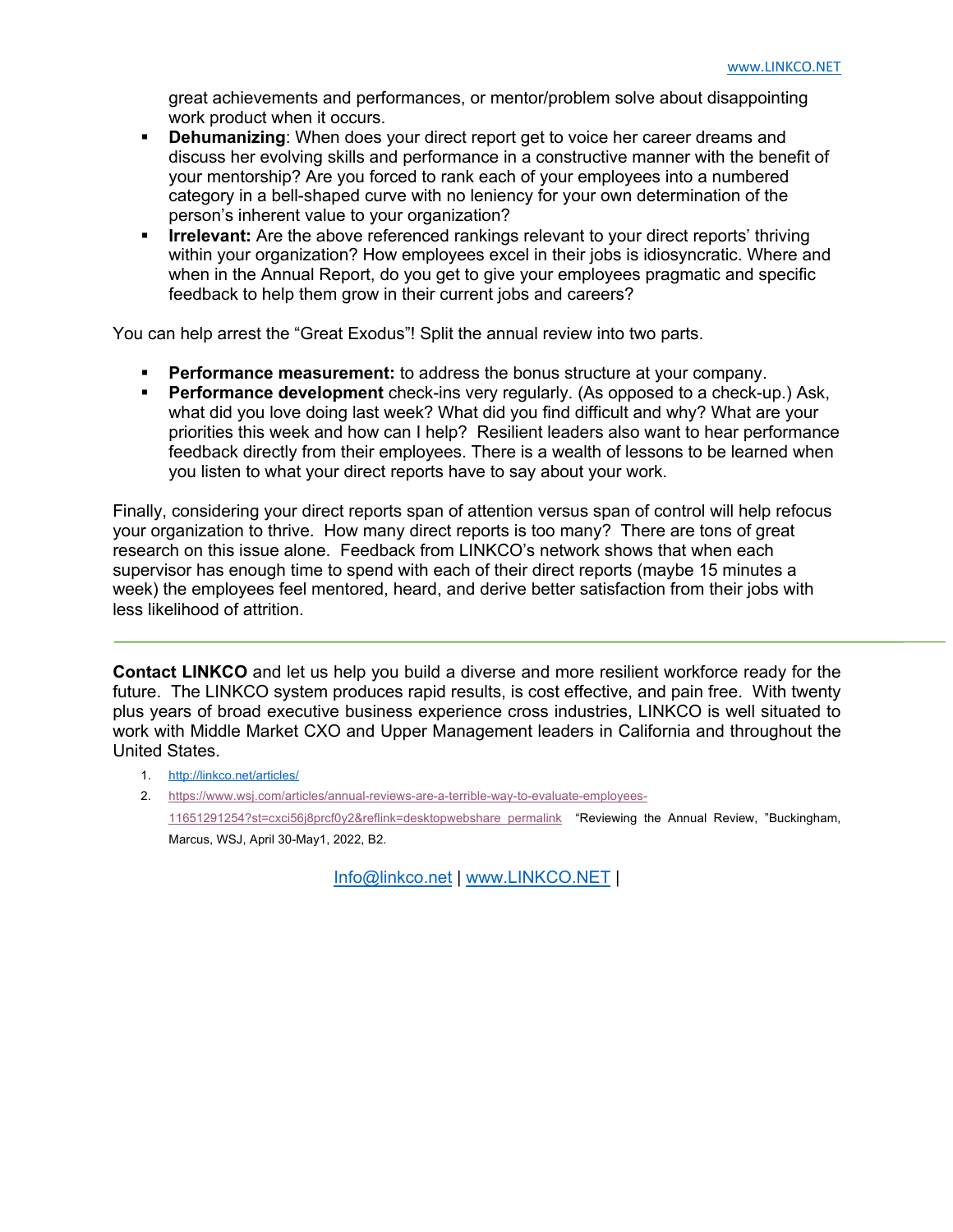great achievements and performances, or mentor/problem solve about disappointing work product when it occurs.

- **Dehumanizing**: When does your direct report get to voice her career dreams and discuss her evolving skills and performance in a constructive manner with the benefit of your mentorship? Are you forced to rank each of your employees into a numbered category in a bell-shaped curve with no leniency for your own determination of the person's inherent value to your organization?
- **Irrelevant:** Are the above referenced rankings relevant to your direct reports' thriving within your organization? How employees excel in their jobs is idiosyncratic. Where and when in the Annual Report, do you get to give your employees pragmatic and specific feedback to help them grow in their current jobs and careers?

You can help arrest the "Great Exodus"! Split the annual review into two parts.

- **Performance measurement:** to address the bonus structure at your company.
- **Performance development** check-ins very regularly. (As opposed to a check-up.) Ask, what did you love doing last week? What did you find difficult and why? What are your priorities this week and how can I help? Resilient leaders also want to hear performance feedback directly from their employees. There is a wealth of lessons to be learned when you listen to what your direct reports have to say about your work.

Finally, considering your direct reports span of attention versus span of control will help refocus your organization to thrive. How many direct reports is too many? There are tons of great research on this issue alone. Feedback from LINKCO's network shows that when each supervisor has enough time to spend with each of their direct reports (maybe 15 minutes a week) the employees feel mentored, heard, and derive better satisfaction from their jobs with less likelihood of attrition.

---

**Contact LINKCO** and let us help you build a diverse and more resilient workforce ready for the future. The LINKCO system produces rapid results, is cost effective, and pain free. With twenty plus years of broad executive business experience cross industries, LINKCO is well situated to work with Middle Market CXO and Upper Management leaders in California and throughout the United States.

1. http://linkco.net/articles/
2. https://www.wsj.com/articles/annual-reviews-are-a-terrible-way-to-evaluate-employees-11651291254?st=cxci56j8prcf0y2&reflink=desktopwebshare_permalink "Reviewing the Annual Review, "Buckingham, Marcus, WSJ, April 30-May1, 2022, B2.

Info@linkco.net | www.LINKCO.NET |